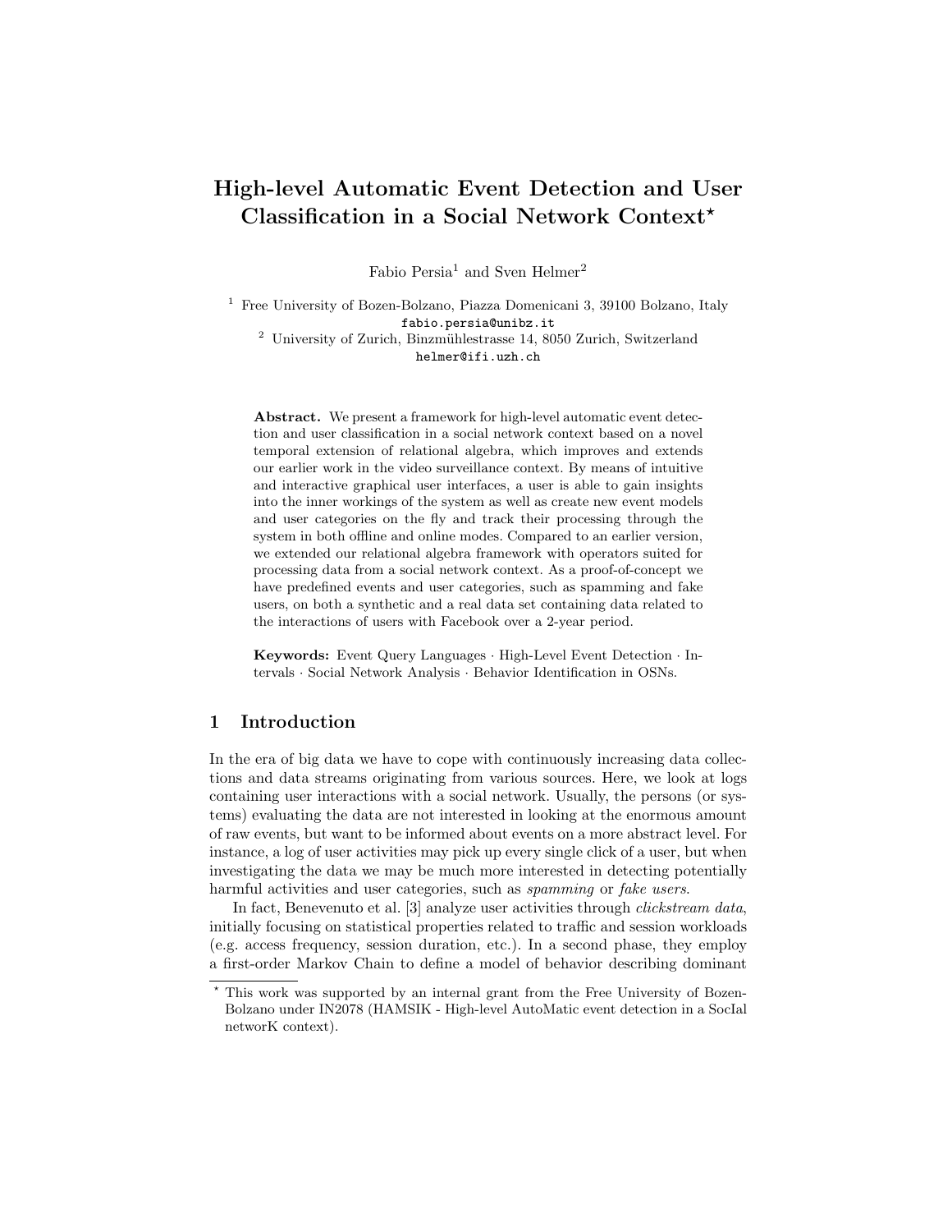# High-level Automatic Event Detection and User Classification in a Social Network Context*

Fabio Persia[1] and Sven Helmer[2]

[1] Free University of Bozen-Bolzano, Piazza Domenicani 3, 39100 Bolzano, Italy
fabio.persia@unibz.it

[2] University of Zurich, Binzmühlestrasse 14, 8050 Zurich, Switzerland
helmer@ifi.uzh.ch

**Abstract.** We present a framework for high-level automatic event detection and user classification in a social network context based on a novel temporal extension of relational algebra, which improves and extends our earlier work in the video surveillance context. By means of intuitive and interactive graphical user interfaces, a user is able to gain insights into the inner workings of the system as well as create new event models and user categories on the fly and track their processing through the system in both offline and online modes. Compared to an earlier version, we extended our relational algebra framework with operators suited for processing data from a social network context. As a proof-of-concept we have predefined events and user categories, such as spamming and fake users, on both a synthetic and a real data set containing data related to the interactions of users with Facebook over a 2-year period.

**Keywords:** Event Query Languages · High-Level Event Detection · Intervals · Social Network Analysis · Behavior Identification in OSNs.

## 1 Introduction

In the era of big data we have to cope with continuously increasing data collections and data streams originating from various sources. Here, we look at logs containing user interactions with a social network. Usually, the persons (or systems) evaluating the data are not interested in looking at the enormous amount of raw events, but want to be informed about events on a more abstract level. For instance, a log of user activities may pick up every single click of a user, but when investigating the data we may be much more interested in detecting potentially harmful activities and user categories, such as *spamming* or *fake users*.

In fact, Benevenuto et al. [3] analyze user activities through *clickstream data*, initially focusing on statistical properties related to traffic and session workloads (e.g. access frequency, session duration, etc.). In a second phase, they employ a first-order Markov Chain to define a model of behavior describing dominant

* This work was supported by an internal grant from the Free University of Bozen-Bolzano under IN2078 (HAMSIK - High-level AutoMatic event detection in a SocIal networK context).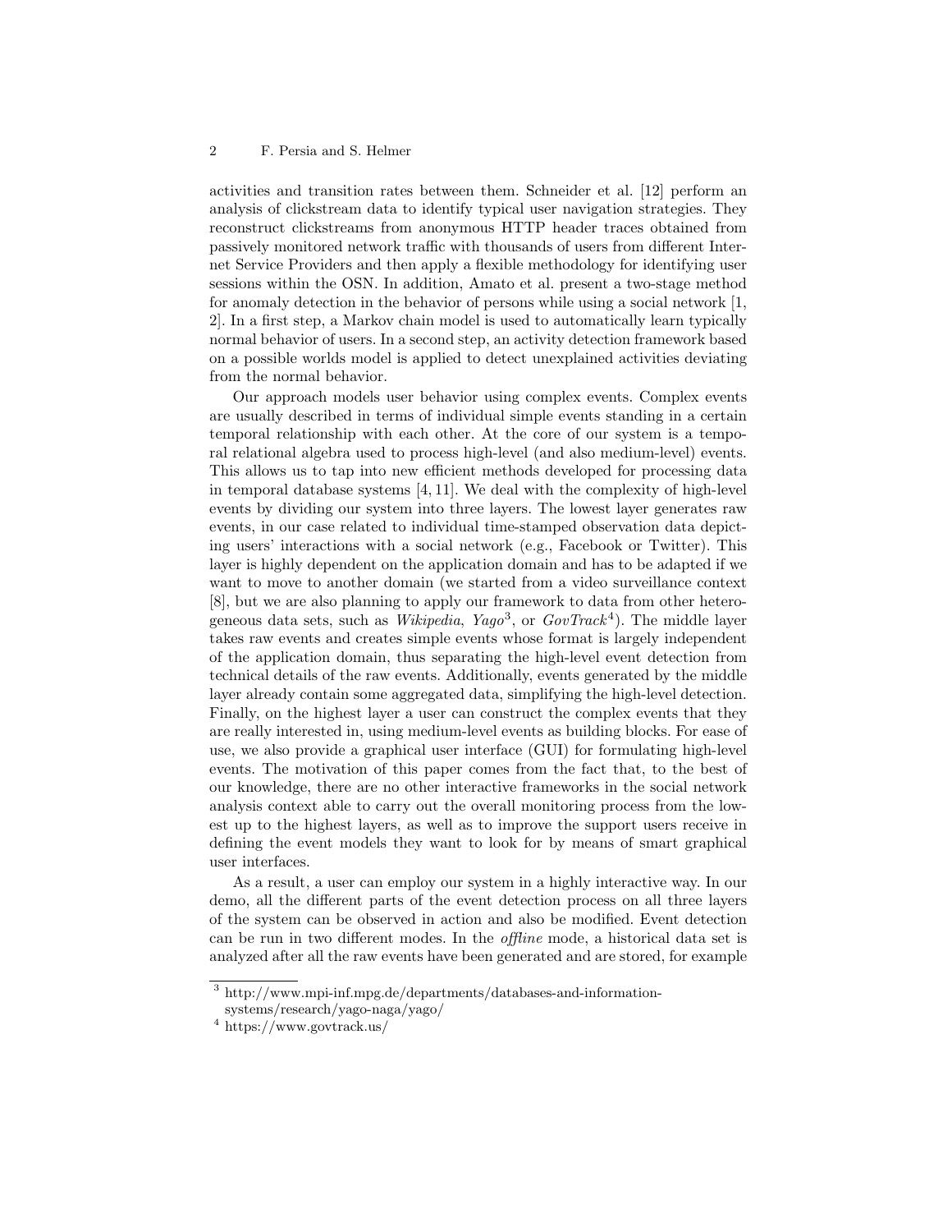activities and transition rates between them. Schneider et al. [12] perform an analysis of clickstream data to identify typical user navigation strategies. They reconstruct clickstreams from anonymous HTTP header traces obtained from passively monitored network traffic with thousands of users from different Internet Service Providers and then apply a flexible methodology for identifying user sessions within the OSN. In addition, Amato et al. present a two-stage method for anomaly detection in the behavior of persons while using a social network [1, 2]. In a first step, a Markov chain model is used to automatically learn typically normal behavior of users. In a second step, an activity detection framework based on a possible worlds model is applied to detect unexplained activities deviating from the normal behavior.

Our approach models user behavior using complex events. Complex events are usually described in terms of individual simple events standing in a certain temporal relationship with each other. At the core of our system is a temporal relational algebra used to process high-level (and also medium-level) events. This allows us to tap into new efficient methods developed for processing data in temporal database systems [4, 11]. We deal with the complexity of high-level events by dividing our system into three layers. The lowest layer generates raw events, in our case related to individual time-stamped observation data depicting users' interactions with a social network (e.g., Facebook or Twitter). This layer is highly dependent on the application domain and has to be adapted if we want to move to another domain (we started from a video surveillance context [8], but we are also planning to apply our framework to data from other heterogeneous data sets, such as *Wikipedia*, *Yago*[3], or *GovTrack*[4]). The middle layer takes raw events and creates simple events whose format is largely independent of the application domain, thus separating the high-level event detection from technical details of the raw events. Additionally, events generated by the middle layer already contain some aggregated data, simplifying the high-level detection. Finally, on the highest layer a user can construct the complex events that they are really interested in, using medium-level events as building blocks. For ease of use, we also provide a graphical user interface (GUI) for formulating high-level events. The motivation of this paper comes from the fact that, to the best of our knowledge, there are no other interactive frameworks in the social network analysis context able to carry out the overall monitoring process from the lowest up to the highest layers, as well as to improve the support users receive in defining the event models they want to look for by means of smart graphical user interfaces.

As a result, a user can employ our system in a highly interactive way. In our demo, all the different parts of the event detection process on all three layers of the system can be observed in action and also be modified. Event detection can be run in two different modes. In the *offline* mode, a historical data set is analyzed after all the raw events have been generated and are stored, for example

[3] http://www.mpi-inf.mpg.de/departments/databases-and-information-systems/research/yago-naga/yago/

[4] https://www.govtrack.us/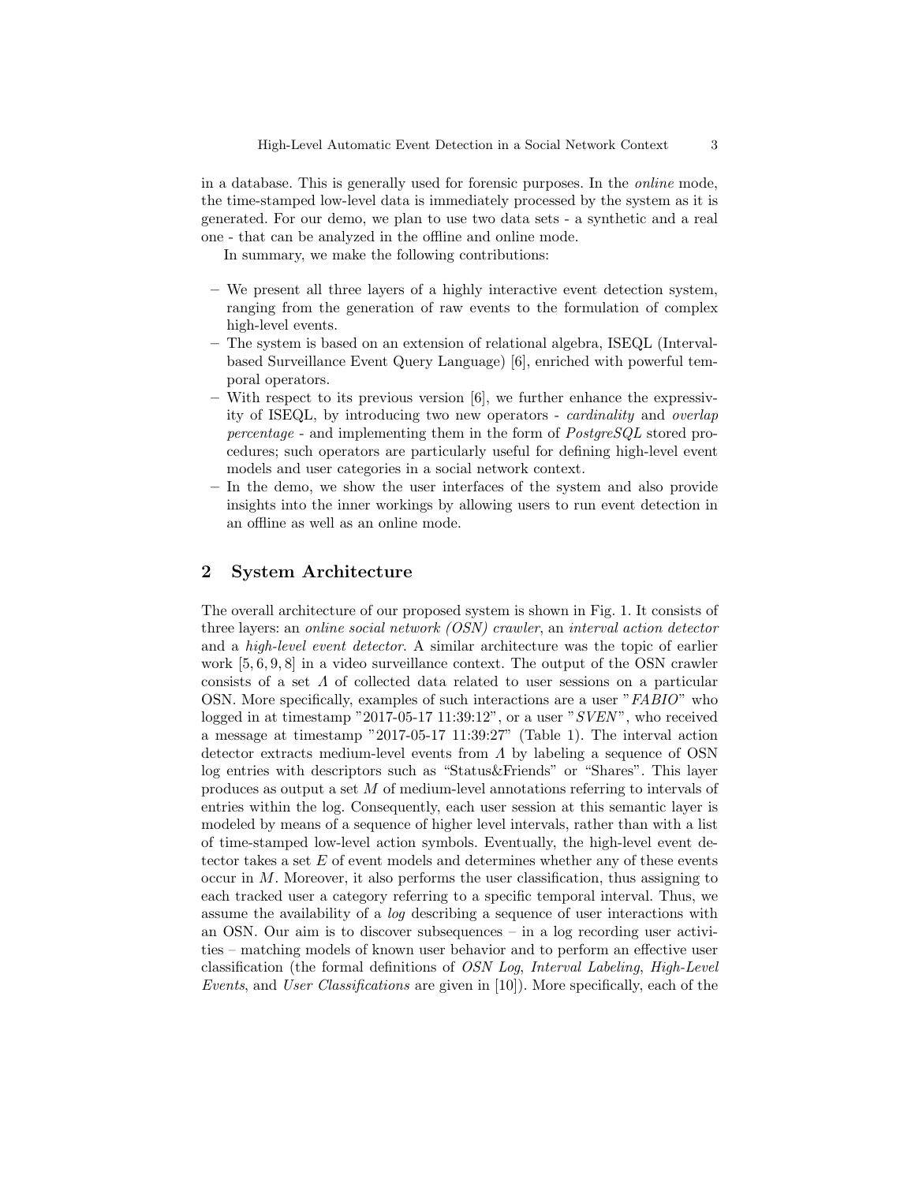in a database. This is generally used for forensic purposes. In the *online* mode, the time-stamped low-level data is immediately processed by the system as it is generated. For our demo, we plan to use two data sets - a synthetic and a real one - that can be analyzed in the offline and online mode.

In summary, we make the following contributions:

- We present all three layers of a highly interactive event detection system, ranging from the generation of raw events to the formulation of complex high-level events.
- The system is based on an extension of relational algebra, ISEQL (Interval-based Surveillance Event Query Language) [6], enriched with powerful temporal operators.
- With respect to its previous version [6], we further enhance the expressivity of ISEQL, by introducing two new operators - *cardinality* and *overlap percentage* - and implementing them in the form of *PostgreSQL* stored procedures; such operators are particularly useful for defining high-level event models and user categories in a social network context.
- In the demo, we show the user interfaces of the system and also provide insights into the inner workings by allowing users to run event detection in an offline as well as an online mode.

## 2 System Architecture

The overall architecture of our proposed system is shown in Fig. 1. It consists of three layers: an *online social network (OSN) crawler*, an *interval action detector* and a *high-level event detector*. A similar architecture was the topic of earlier work [5, 6, 9, 8] in a video surveillance context. The output of the OSN crawler consists of a set $\Lambda$ of collected data related to user sessions on a particular OSN. More specifically, examples of such interactions are a user "*FABIO*" who logged in at timestamp "2017-05-17 11:39:12", or a user "*SVEN*", who received a message at timestamp "2017-05-17 11:39:27" (Table 1). The interval action detector extracts medium-level events from $\Lambda$ by labeling a sequence of OSN log entries with descriptors such as "Status&Friends" or "Shares". This layer produces as output a set $M$ of medium-level annotations referring to intervals of entries within the log. Consequently, each user session at this semantic layer is modeled by means of a sequence of higher level intervals, rather than with a list of time-stamped low-level action symbols. Eventually, the high-level event detector takes a set $E$ of event models and determines whether any of these events occur in $M$. Moreover, it also performs the user classification, thus assigning to each tracked user a category referring to a specific temporal interval. Thus, we assume the availability of a *log* describing a sequence of user interactions with an OSN. Our aim is to discover subsequences – in a log recording user activities – matching models of known user behavior and to perform an effective user classification (the formal definitions of *OSN Log*, *Interval Labeling*, *High-Level Events*, and *User Classifications* are given in [10]). More specifically, each of the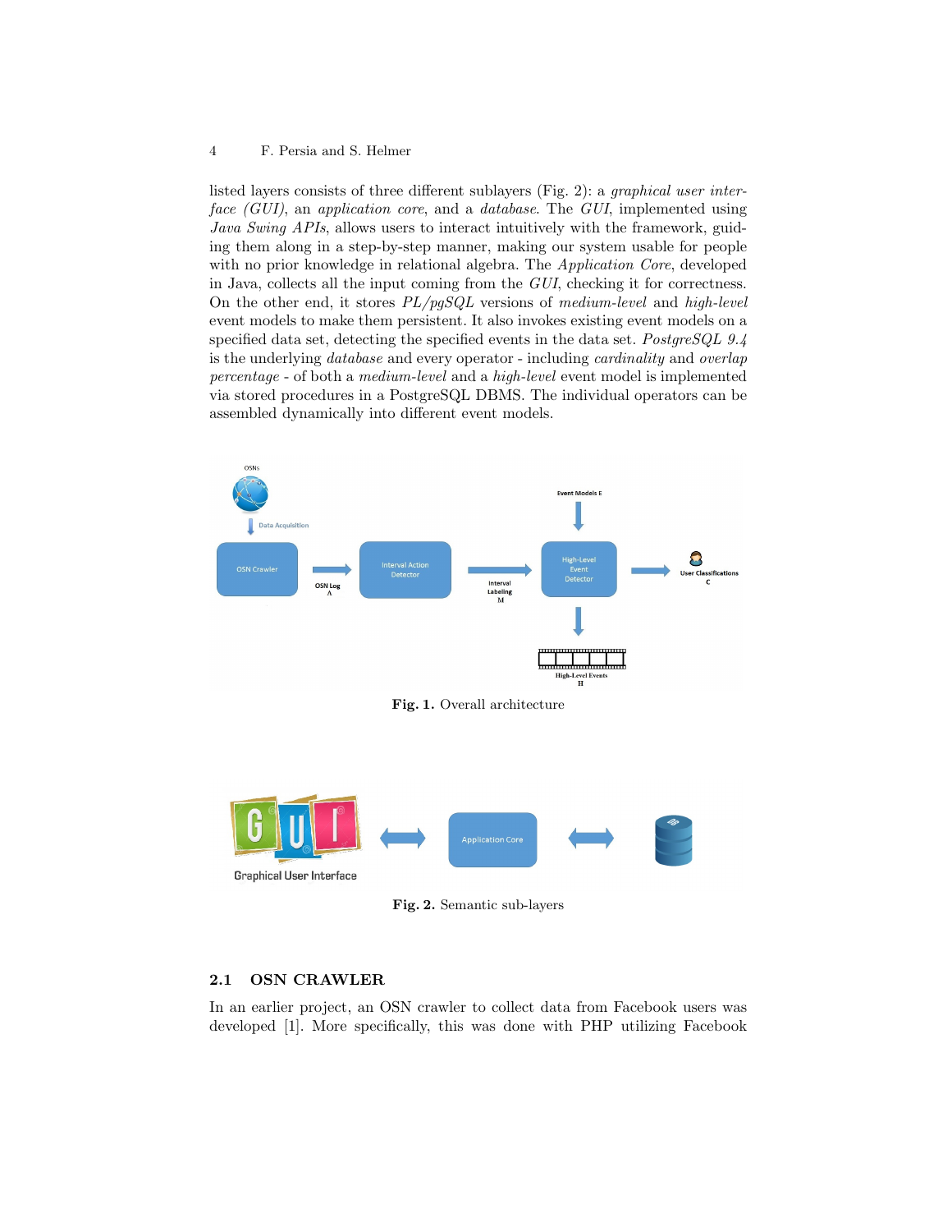listed layers consists of three different sublayers (Fig. 2): a *graphical user interface (GUI)*, an *application core*, and a *database*. The *GUI*, implemented using *Java Swing APIs*, allows users to interact intuitively with the framework, guiding them along in a step-by-step manner, making our system usable for people with no prior knowledge in relational algebra. The *Application Core*, developed in Java, collects all the input coming from the *GUI*, checking it for correctness. On the other end, it stores *PL/pgSQL* versions of *medium-level* and *high-level* event models to make them persistent. It also invokes existing event models on a specified data set, detecting the specified events in the data set. *PostgreSQL 9.4* is the underlying *database* and every operator - including *cardinality* and *overlap percentage* - of both a *medium-level* and a *high-level* event model is implemented via stored procedures in a PostgreSQL DBMS. The individual operators can be assembled dynamically into different event models.

**Fig. 1.** Overall architecture

**Fig. 2.** Semantic sub-layers

## 2.1 OSN CRAWLER

In an earlier project, an OSN crawler to collect data from Facebook users was developed [1]. More specifically, this was done with PHP utilizing Facebook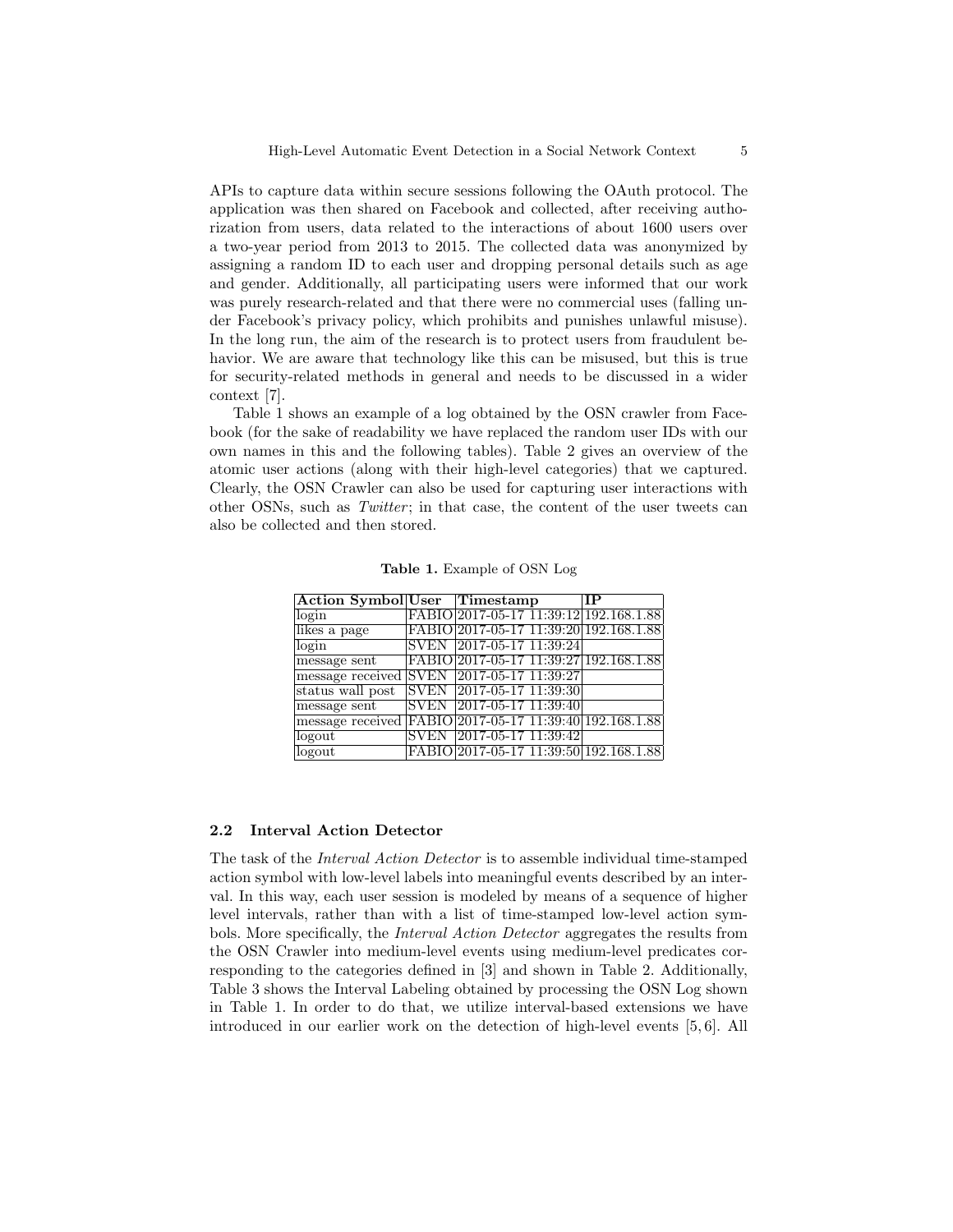APIs to capture data within secure sessions following the OAuth protocol. The application was then shared on Facebook and collected, after receiving authorization from users, data related to the interactions of about 1600 users over a two-year period from 2013 to 2015. The collected data was anonymized by assigning a random ID to each user and dropping personal details such as age and gender. Additionally, all participating users were informed that our work was purely research-related and that there were no commercial uses (falling under Facebook's privacy policy, which prohibits and punishes unlawful misuse). In the long run, the aim of the research is to protect users from fraudulent behavior. We are aware that technology like this can be misused, but this is true for security-related methods in general and needs to be discussed in a wider context [7].

Table 1 shows an example of a log obtained by the OSN crawler from Facebook (for the sake of readability we have replaced the random user IDs with our own names in this and the following tables). Table 2 gives an overview of the atomic user actions (along with their high-level categories) that we captured. Clearly, the OSN Crawler can also be used for capturing user interactions with other OSNs, such as *Twitter*; in that case, the content of the user tweets can also be collected and then stored.

**Table 1.** Example of OSN Log

| Action Symbol | User | Timestamp | IP |
|---|---|---|---|
| login | FABIO | 2017-05-17 11:39:12 | 192.168.1.88 |
| likes a page | FABIO | 2017-05-17 11:39:20 | 192.168.1.88 |
| login | SVEN | 2017-05-17 11:39:24 | |
| message sent | FABIO | 2017-05-17 11:39:27 | 192.168.1.88 |
| message received | SVEN | 2017-05-17 11:39:27 | |
| status wall post | SVEN | 2017-05-17 11:39:30 | |
| message sent | SVEN | 2017-05-17 11:39:40 | |
| message received | FABIO | 2017-05-17 11:39:40 | 192.168.1.88 |
| logout | SVEN | 2017-05-17 11:39:42 | |
| logout | FABIO | 2017-05-17 11:39:50 | 192.168.1.88 |

### 2.2 Interval Action Detector

The task of the *Interval Action Detector* is to assemble individual time-stamped action symbol with low-level labels into meaningful events described by an interval. In this way, each user session is modeled by means of a sequence of higher level intervals, rather than with a list of time-stamped low-level action symbols. More specifically, the *Interval Action Detector* aggregates the results from the OSN Crawler into medium-level events using medium-level predicates corresponding to the categories defined in [3] and shown in Table 2. Additionally, Table 3 shows the Interval Labeling obtained by processing the OSN Log shown in Table 1. In order to do that, we utilize interval-based extensions we have introduced in our earlier work on the detection of high-level events [5, 6]. All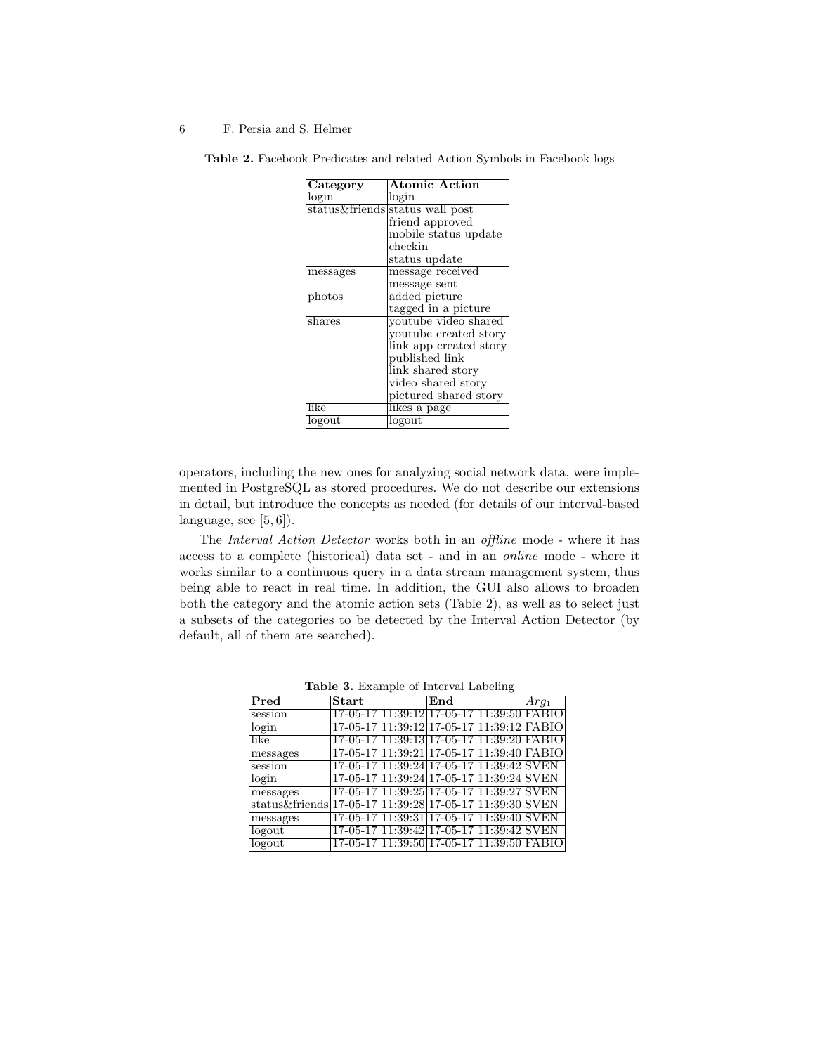**Table 2.** Facebook Predicates and related Action Symbols in Facebook logs

| Category | Atomic Action |
|---|---|
| login | login |
| status&friends | status wall post |
| | friend approved |
| | mobile status update |
| | checkin |
| | status update |
| messages | message received |
| | message sent |
| photos | added picture |
| | tagged in a picture |
| shares | youtube video shared |
| | youtube created story |
| | link app created story |
| | published link |
| | link shared story |
| | video shared story |
| | pictured shared story |
| like | likes a page |
| logout | logout |

operators, including the new ones for analyzing social network data, were implemented in PostgreSQL as stored procedures. We do not describe our extensions in detail, but introduce the concepts as needed (for details of our interval-based language, see [5, 6]).

The *Interval Action Detector* works both in an *offline* mode - where it has access to a complete (historical) data set - and in an *online* mode - where it works similar to a continuous query in a data stream management system, thus being able to react in real time. In addition, the GUI also allows to broaden both the category and the atomic action sets (Table 2), as well as to select just a subsets of the categories to be detected by the Interval Action Detector (by default, all of them are searched).

**Table 3.** Example of Interval Labeling

| Pred | Start | End | $Arg_1$ |
|---|---|---|---|
| session | 17-05-17 11:39:12 | 17-05-17 11:39:50 | FABIO |
| login | 17-05-17 11:39:12 | 17-05-17 11:39:12 | FABIO |
| like | 17-05-17 11:39:13 | 17-05-17 11:39:20 | FABIO |
| messages | 17-05-17 11:39:21 | 17-05-17 11:39:40 | FABIO |
| session | 17-05-17 11:39:24 | 17-05-17 11:39:42 | SVEN |
| login | 17-05-17 11:39:24 | 17-05-17 11:39:24 | SVEN |
| messages | 17-05-17 11:39:25 | 17-05-17 11:39:27 | SVEN |
| status&friends | 17-05-17 11:39:28 | 17-05-17 11:39:30 | SVEN |
| messages | 17-05-17 11:39:31 | 17-05-17 11:39:40 | SVEN |
| logout | 17-05-17 11:39:42 | 17-05-17 11:39:42 | SVEN |
| logout | 17-05-17 11:39:50 | 17-05-17 11:39:50 | FABIO |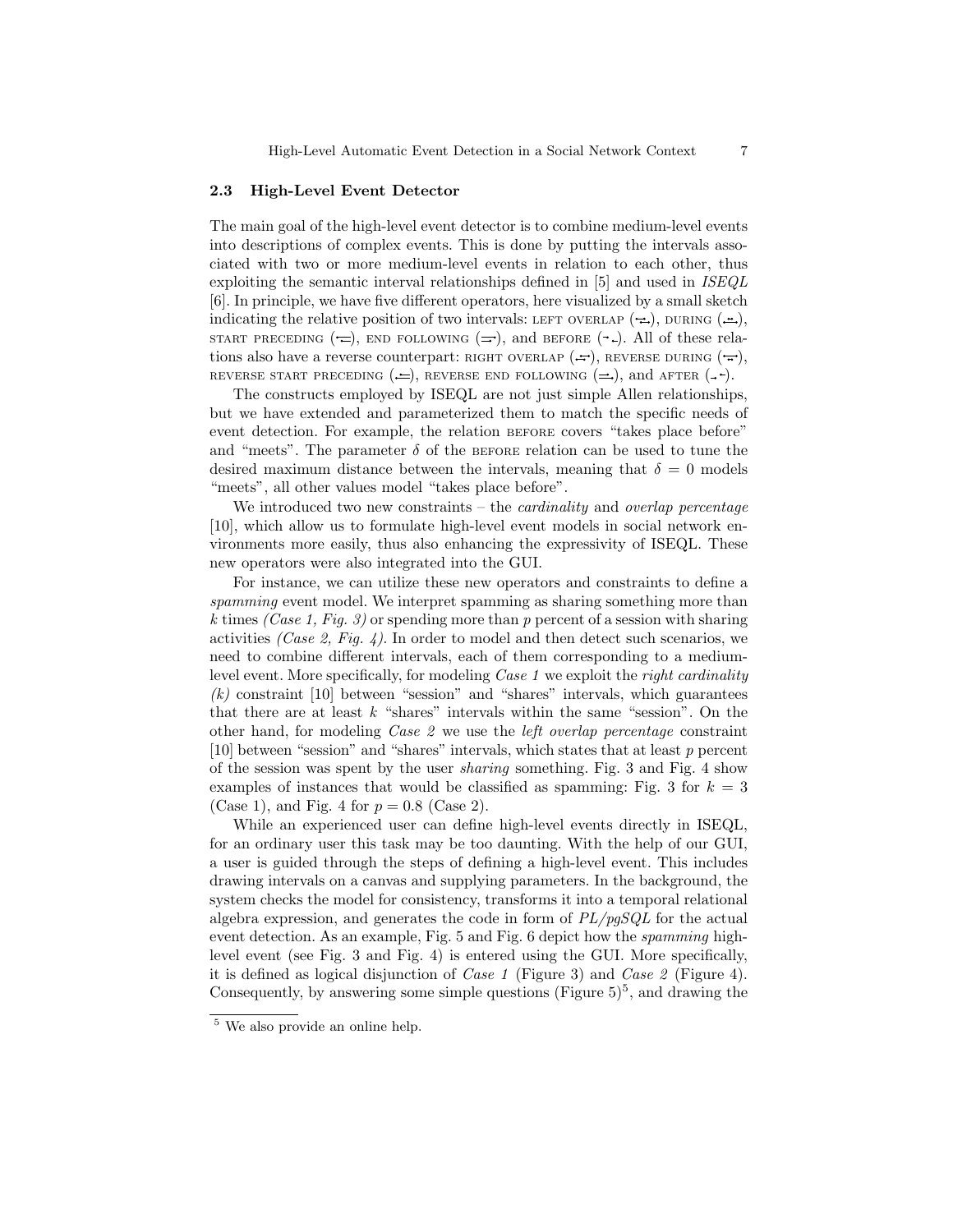### 2.3 High-Level Event Detector

The main goal of the high-level event detector is to combine medium-level events into descriptions of complex events. This is done by putting the intervals associated with two or more medium-level events in relation to each other, thus exploiting the semantic interval relationships defined in [5] and used in *ISEQL* [6]. In principle, we have five different operators, here visualized by a small sketch indicating the relative position of two intervals: LEFT OVERLAP, DURING, START PRECEDING, END FOLLOWING, and BEFORE. All of these relations also have a reverse counterpart: RIGHT OVERLAP, REVERSE DURING, REVERSE START PRECEDING, REVERSE END FOLLOWING, and AFTER.

The constructs employed by ISEQL are not just simple Allen relationships, but we have extended and parameterized them to match the specific needs of event detection. For example, the relation BEFORE covers "takes place before" and "meets". The parameter $\delta$ of the BEFORE relation can be used to tune the desired maximum distance between the intervals, meaning that $\delta = 0$ models "meets", all other values model "takes place before".

We introduced two new constraints – the *cardinality* and *overlap percentage* [10], which allow us to formulate high-level event models in social network environments more easily, thus also enhancing the expressivity of ISEQL. These new operators were also integrated into the GUI.

For instance, we can utilize these new operators and constraints to define a *spamming* event model. We interpret spamming as sharing something more than $k$ times *(Case 1, Fig. 3)* or spending more than $p$ percent of a session with sharing activities *(Case 2, Fig. 4)*. In order to model and then detect such scenarios, we need to combine different intervals, each of them corresponding to a medium-level event. More specifically, for modeling *Case 1* we exploit the *right cardinality (k)* constraint [10] between "session" and "shares" intervals, which guarantees that there are at least $k$ "shares" intervals within the same "session". On the other hand, for modeling *Case 2* we use the *left overlap percentage* constraint [10] between "session" and "shares" intervals, which states that at least $p$ percent of the session was spent by the user *sharing* something. Fig. 3 and Fig. 4 show examples of instances that would be classified as spamming: Fig. 3 for $k = 3$ (Case 1), and Fig. 4 for $p = 0.8$ (Case 2).

While an experienced user can define high-level events directly in ISEQL, for an ordinary user this task may be too daunting. With the help of our GUI, a user is guided through the steps of defining a high-level event. This includes drawing intervals on a canvas and supplying parameters. In the background, the system checks the model for consistency, transforms it into a temporal relational algebra expression, and generates the code in form of *PL/pgSQL* for the actual event detection. As an example, Fig. 5 and Fig. 6 depict how the *spamming* high-level event (see Fig. 3 and Fig. 4) is entered using the GUI. More specifically, it is defined as logical disjunction of *Case 1* (Figure 3) and *Case 2* (Figure 4). Consequently, by answering some simple questions (Figure 5)[5], and drawing the

[5] We also provide an online help.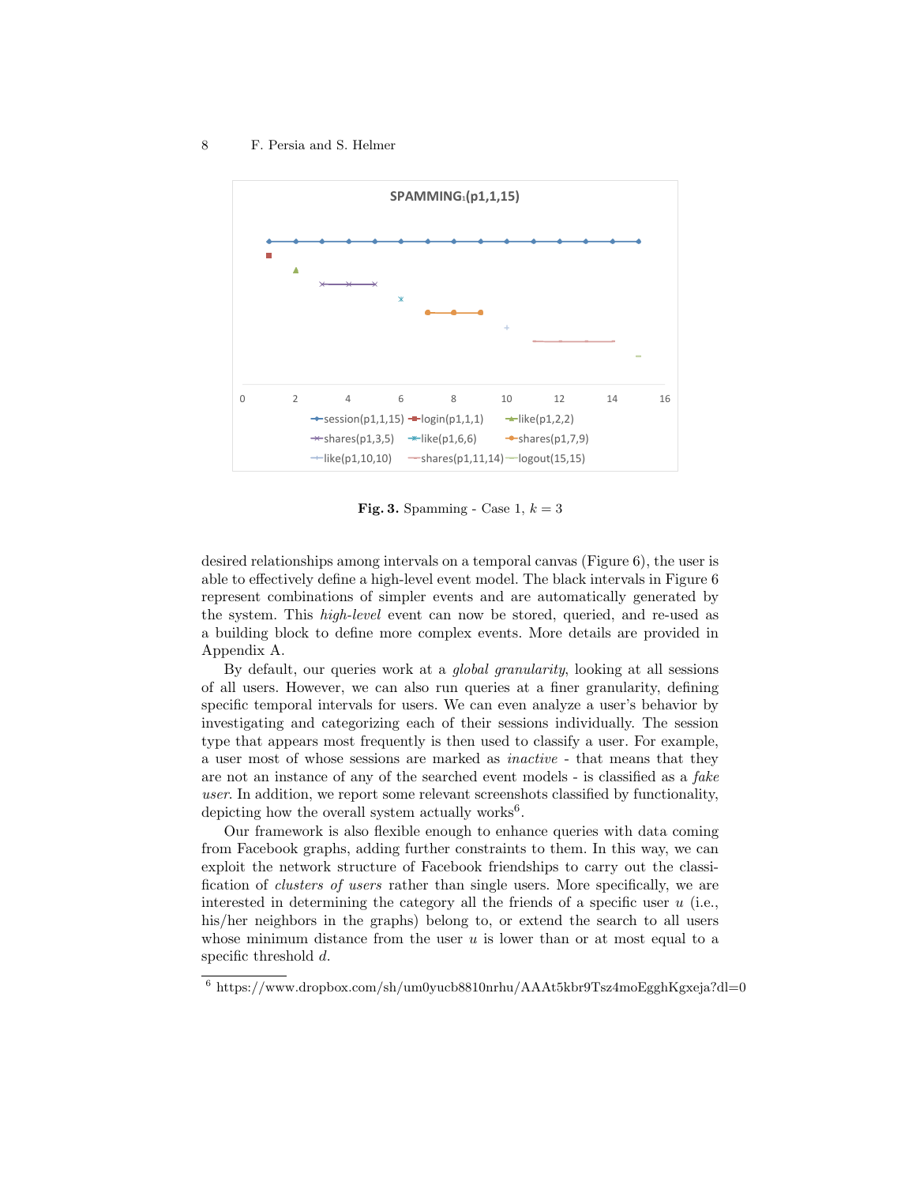Fig. 3. Spamming - Case 1, $k = 3$

desired relationships among intervals on a temporal canvas (Figure 6), the user is able to effectively define a high-level event model. The black intervals in Figure 6 represent combinations of simpler events and are automatically generated by the system. This *high-level* event can now be stored, queried, and re-used as a building block to define more complex events. More details are provided in Appendix A.

By default, our queries work at a *global granularity*, looking at all sessions of all users. However, we can also run queries at a finer granularity, defining specific temporal intervals for users. We can even analyze a user's behavior by investigating and categorizing each of their sessions individually. The session type that appears most frequently is then used to classify a user. For example, a user most of whose sessions are marked as *inactive* - that means that they are not an instance of any of the searched event models - is classified as a *fake user*. In addition, we report some relevant screenshots classified by functionality, depicting how the overall system actually works[6].

Our framework is also flexible enough to enhance queries with data coming from Facebook graphs, adding further constraints to them. In this way, we can exploit the network structure of Facebook friendships to carry out the classification of *clusters of users* rather than single users. More specifically, we are interested in determining the category all the friends of a specific user $u$ (i.e., his/her neighbors in the graphs) belong to, or extend the search to all users whose minimum distance from the user $u$ is lower than or at most equal to a specific threshold $d$.

[6] https://www.dropbox.com/sh/um0yucb8810nrhu/AAAt5kbr9Tsz4moEgghKgxeja?dl=0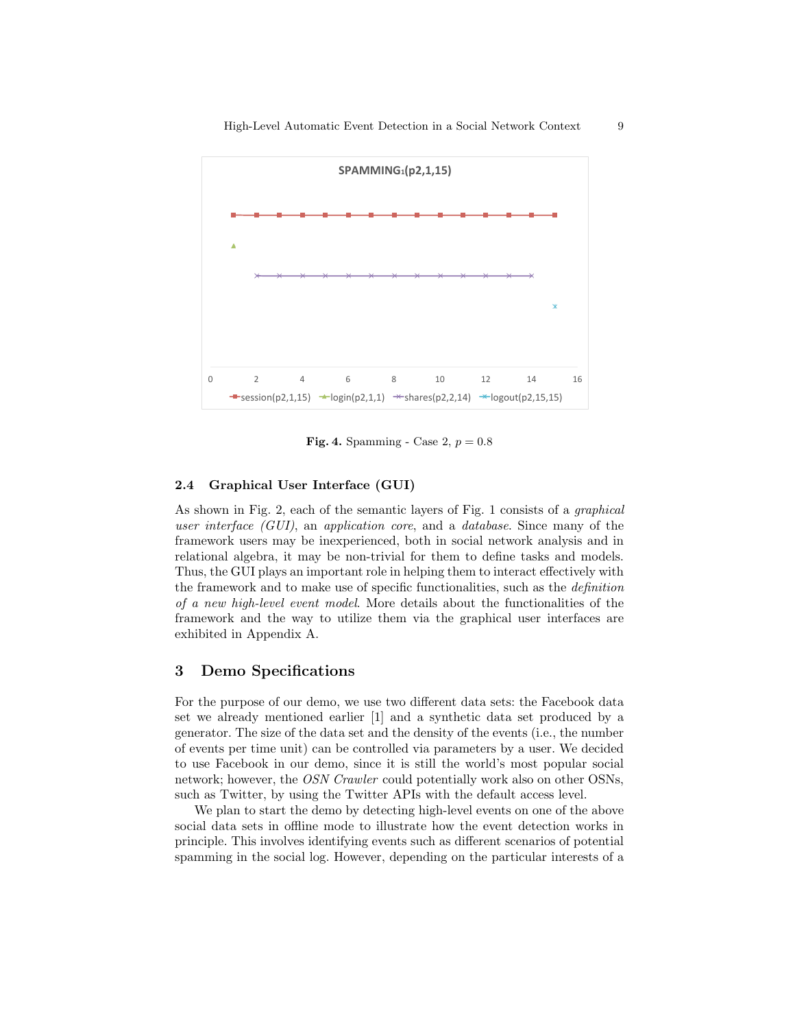Fig. 4. Spamming - Case 2, $p = 0.8$

### 2.4 Graphical User Interface (GUI)

As shown in Fig. 2, each of the semantic layers of Fig. 1 consists of a *graphical user interface (GUI)*, an *application core*, and a *database*. Since many of the framework users may be inexperienced, both in social network analysis and in relational algebra, it may be non-trivial for them to define tasks and models. Thus, the GUI plays an important role in helping them to interact effectively with the framework and to make use of specific functionalities, such as the *definition of a new high-level event model*. More details about the functionalities of the framework and the way to utilize them via the graphical user interfaces are exhibited in Appendix A.

## 3 Demo Specifications

For the purpose of our demo, we use two different data sets: the Facebook data set we already mentioned earlier [1] and a synthetic data set produced by a generator. The size of the data set and the density of the events (i.e., the number of events per time unit) can be controlled via parameters by a user. We decided to use Facebook in our demo, since it is still the world's most popular social network; however, the *OSN Crawler* could potentially work also on other OSNs, such as Twitter, by using the Twitter APIs with the default access level.

We plan to start the demo by detecting high-level events on one of the above social data sets in offline mode to illustrate how the event detection works in principle. This involves identifying events such as different scenarios of potential spamming in the social log. However, depending on the particular interests of a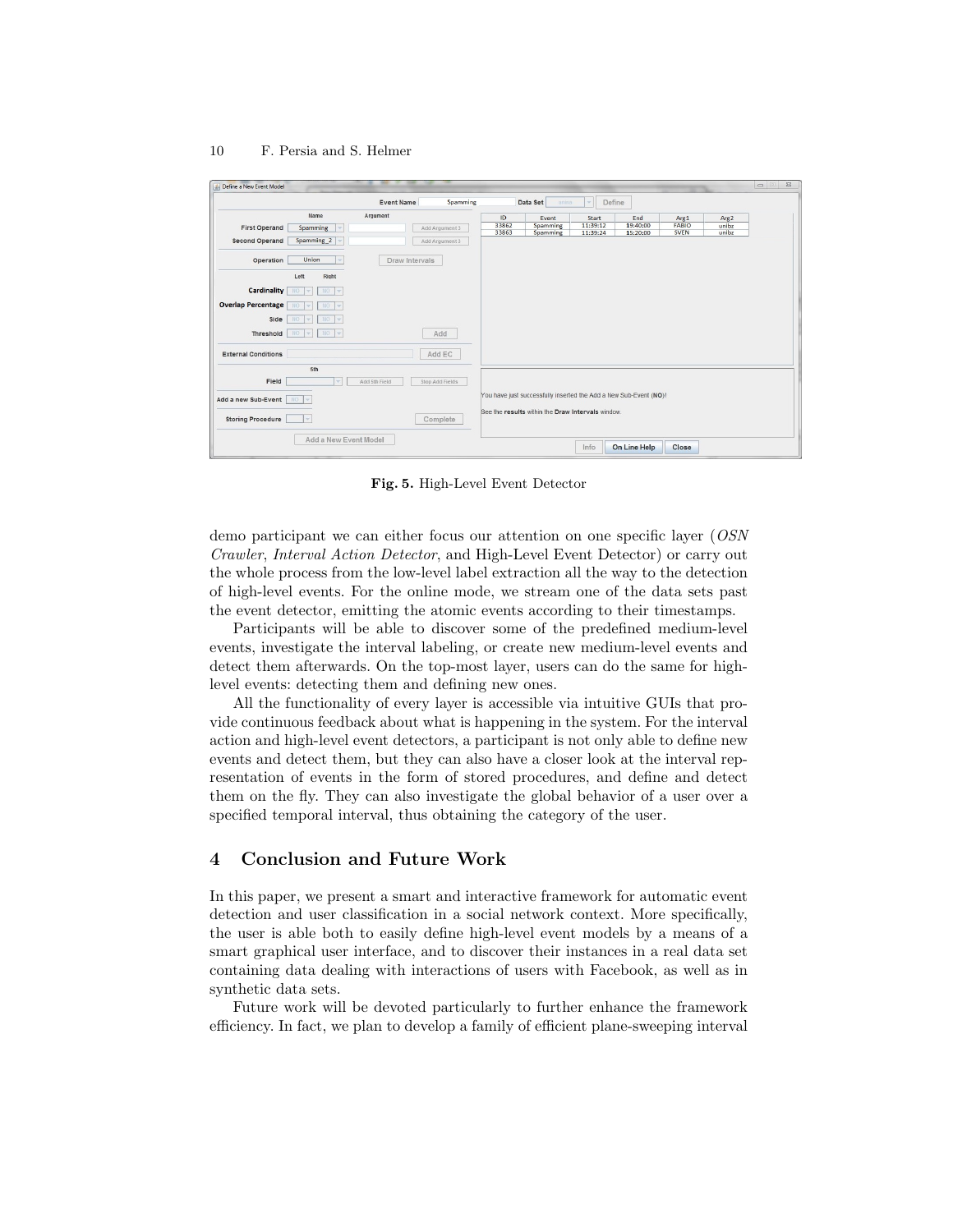Fig. 5. High-Level Event Detector

demo participant we can either focus our attention on one specific layer (*OSN Crawler*, *Interval Action Detector*, and High-Level Event Detector) or carry out the whole process from the low-level label extraction all the way to the detection of high-level events. For the online mode, we stream one of the data sets past the event detector, emitting the atomic events according to their timestamps.

Participants will be able to discover some of the predefined medium-level events, investigate the interval labeling, or create new medium-level events and detect them afterwards. On the top-most layer, users can do the same for high-level events: detecting them and defining new ones.

All the functionality of every layer is accessible via intuitive GUIs that provide continuous feedback about what is happening in the system. For the interval action and high-level event detectors, a participant is not only able to define new events and detect them, but they can also have a closer look at the interval representation of events in the form of stored procedures, and define and detect them on the fly. They can also investigate the global behavior of a user over a specified temporal interval, thus obtaining the category of the user.

## 4 Conclusion and Future Work

In this paper, we present a smart and interactive framework for automatic event detection and user classification in a social network context. More specifically, the user is able both to easily define high-level event models by a means of a smart graphical user interface, and to discover their instances in a real data set containing data dealing with interactions of users with Facebook, as well as in synthetic data sets.

Future work will be devoted particularly to further enhance the framework efficiency. In fact, we plan to develop a family of efficient plane-sweeping interval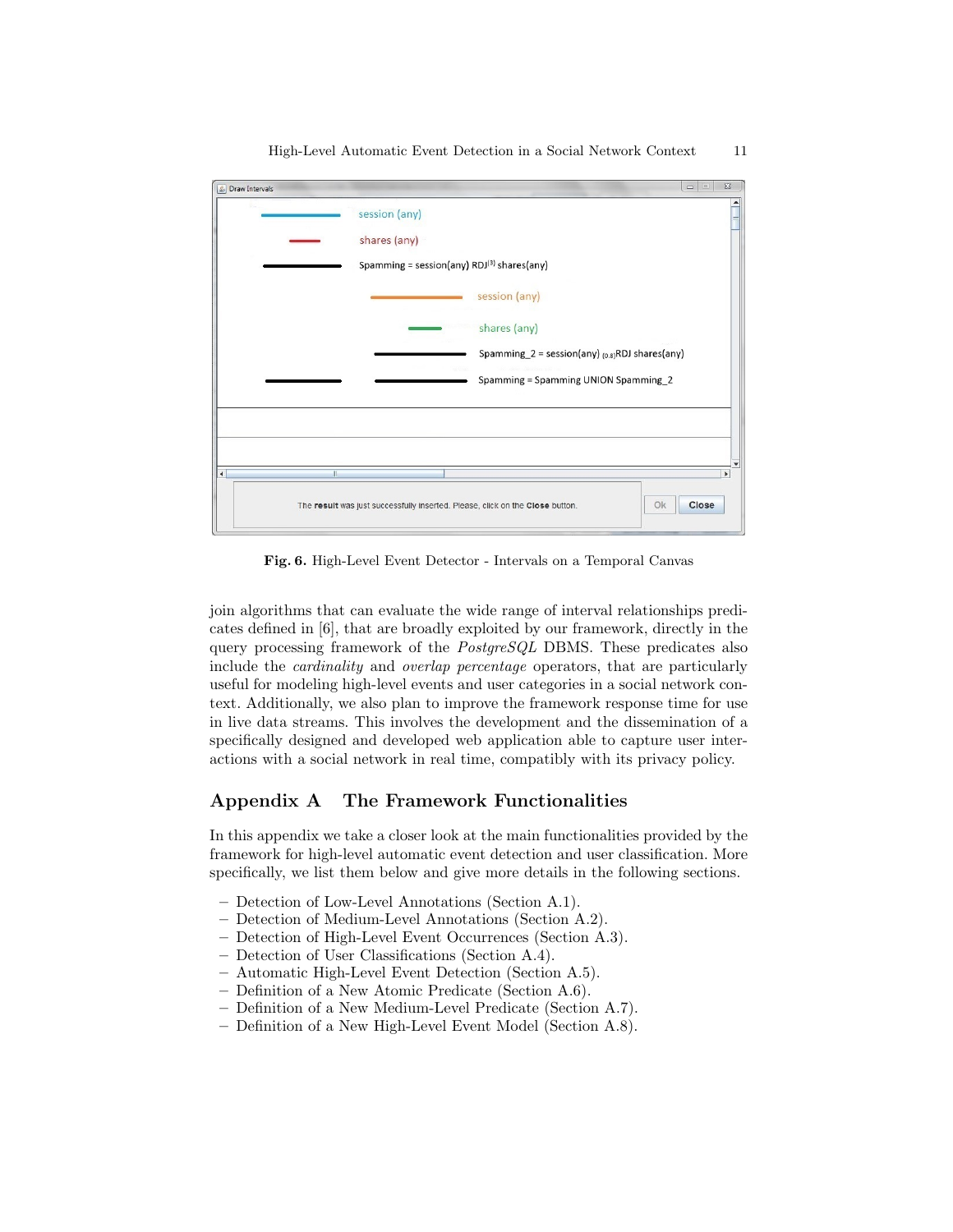**Fig. 6.** High-Level Event Detector - Intervals on a Temporal Canvas

join algorithms that can evaluate the wide range of interval relationships predicates defined in [6], that are broadly exploited by our framework, directly in the query processing framework of the *PostgreSQL* DBMS. These predicates also include the *cardinality* and *overlap percentage* operators, that are particularly useful for modeling high-level events and user categories in a social network context. Additionally, we also plan to improve the framework response time for use in live data streams. This involves the development and the dissemination of a specifically designed and developed web application able to capture user interactions with a social network in real time, compatibly with its privacy policy.

## Appendix A The Framework Functionalities

In this appendix we take a closer look at the main functionalities provided by the framework for high-level automatic event detection and user classification. More specifically, we list them below and give more details in the following sections.

- Detection of Low-Level Annotations (Section A.1).
- Detection of Medium-Level Annotations (Section A.2).
- Detection of High-Level Event Occurrences (Section A.3).
- Detection of User Classifications (Section A.4).
- Automatic High-Level Event Detection (Section A.5).
- Definition of a New Atomic Predicate (Section A.6).
- Definition of a New Medium-Level Predicate (Section A.7).
- Definition of a New High-Level Event Model (Section A.8).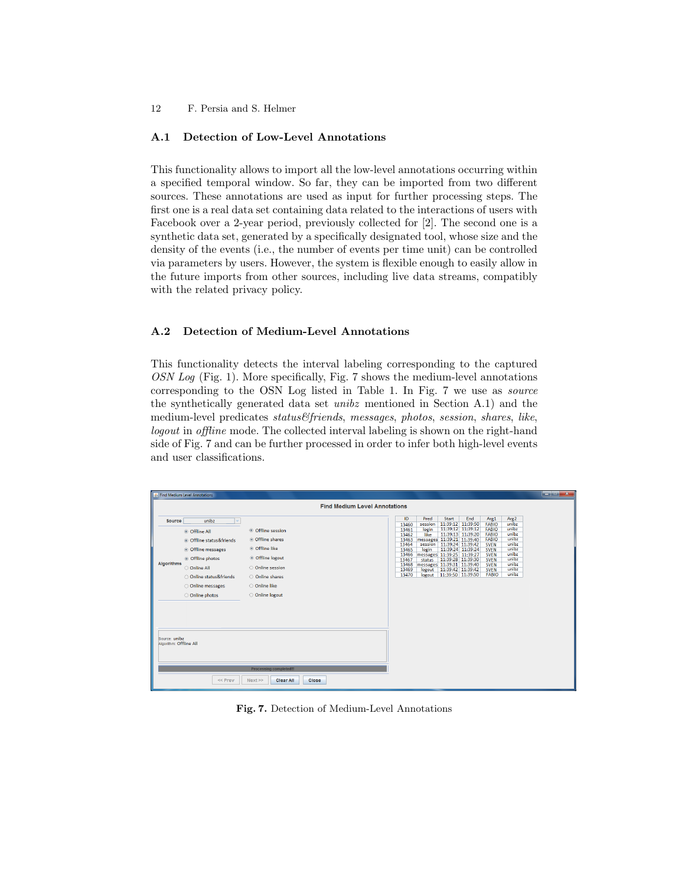## A.1 Detection of Low-Level Annotations

This functionality allows to import all the low-level annotations occurring within a specified temporal window. So far, they can be imported from two different sources. These annotations are used as input for further processing steps. The first one is a real data set containing data related to the interactions of users with Facebook over a 2-year period, previously collected for [2]. The second one is a synthetic data set, generated by a specifically designated tool, whose size and the density of the events (i.e., the number of events per time unit) can be controlled via parameters by users. However, the system is flexible enough to easily allow in the future imports from other sources, including live data streams, compatibly with the related privacy policy.

## A.2 Detection of Medium-Level Annotations

This functionality detects the interval labeling corresponding to the captured *OSN Log* (Fig. 1). More specifically, Fig. 7 shows the medium-level annotations corresponding to the OSN Log listed in Table 1. In Fig. 7 we use as *source* the synthetically generated data set *unibz* mentioned in Section A.1) and the medium-level predicates *status&friends*, *messages*, *photos*, *session*, *shares*, *like*, *logout* in *offline* mode. The collected interval labeling is shown on the right-hand side of Fig. 7 and can be further processed in order to infer both high-level events and user classifications.

Fig. 7. Detection of Medium-Level Annotations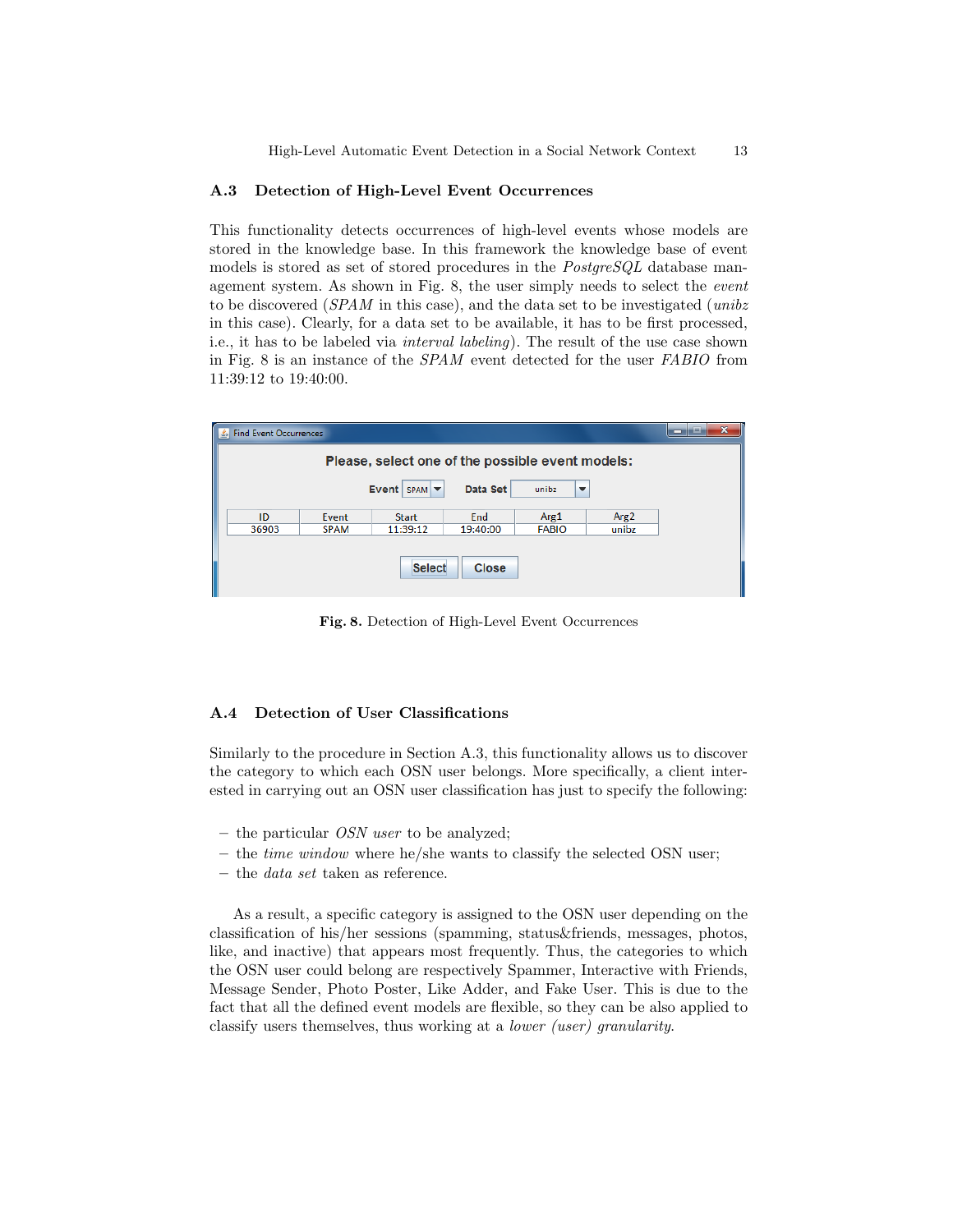## A.3 Detection of High-Level Event Occurrences

This functionality detects occurrences of high-level events whose models are stored in the knowledge base. In this framework the knowledge base of event models is stored as set of stored procedures in the *PostgreSQL* database management system. As shown in Fig. 8, the user simply needs to select the *event* to be discovered (*SPAM* in this case), and the data set to be investigated (*unibz* in this case). Clearly, for a data set to be available, it has to be first processed, i.e., it has to be labeled via *interval labeling*). The result of the use case shown in Fig. 8 is an instance of the *SPAM* event detected for the user *FABIO* from 11:39:12 to 19:40:00.

**Fig. 8.** Detection of High-Level Event Occurrences

## A.4 Detection of User Classifications

Similarly to the procedure in Section A.3, this functionality allows us to discover the category to which each OSN user belongs. More specifically, a client interested in carrying out an OSN user classification has just to specify the following:

- the particular *OSN user* to be analyzed;
- the *time window* where he/she wants to classify the selected OSN user;
- the *data set* taken as reference.

As a result, a specific category is assigned to the OSN user depending on the classification of his/her sessions (spamming, status&friends, messages, photos, like, and inactive) that appears most frequently. Thus, the categories to which the OSN user could belong are respectively Spammer, Interactive with Friends, Message Sender, Photo Poster, Like Adder, and Fake User. This is due to the fact that all the defined event models are flexible, so they can be also applied to classify users themselves, thus working at a *lower (user) granularity*.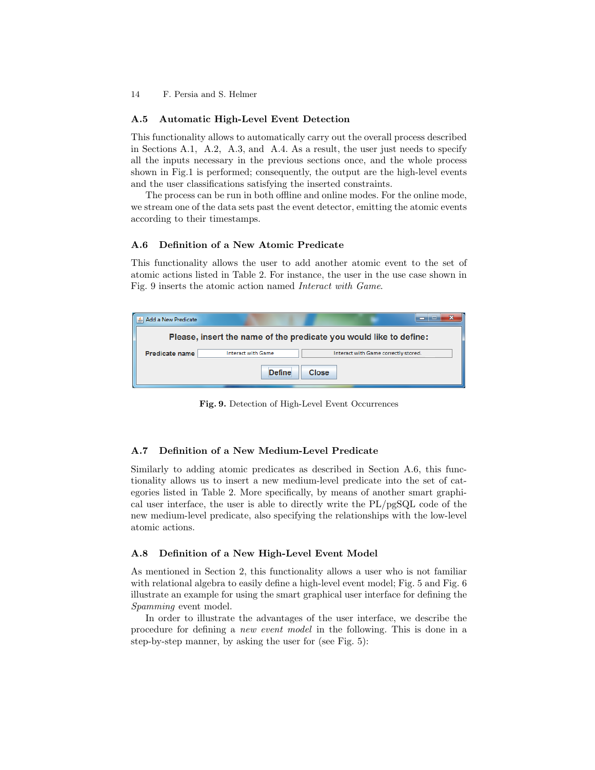### A.5 Automatic High-Level Event Detection

This functionality allows to automatically carry out the overall process described in Sections A.1, A.2, A.3, and A.4. As a result, the user just needs to specify all the inputs necessary in the previous sections once, and the whole process shown in Fig.1 is performed; consequently, the output are the high-level events and the user classifications satisfying the inserted constraints.

The process can be run in both offline and online modes. For the online mode, we stream one of the data sets past the event detector, emitting the atomic events according to their timestamps.

### A.6 Definition of a New Atomic Predicate

This functionality allows the user to add another atomic event to the set of atomic actions listed in Table 2. For instance, the user in the use case shown in Fig. 9 inserts the atomic action named *Interact with Game*.

**Fig. 9.** Detection of High-Level Event Occurrences

### A.7 Definition of a New Medium-Level Predicate

Similarly to adding atomic predicates as described in Section A.6, this functionality allows us to insert a new medium-level predicate into the set of categories listed in Table 2. More specifically, by means of another smart graphical user interface, the user is able to directly write the PL/pgSQL code of the new medium-level predicate, also specifying the relationships with the low-level atomic actions.

### A.8 Definition of a New High-Level Event Model

As mentioned in Section 2, this functionality allows a user who is not familiar with relational algebra to easily define a high-level event model; Fig. 5 and Fig. 6 illustrate an example for using the smart graphical user interface for defining the *Spamming* event model.

In order to illustrate the advantages of the user interface, we describe the procedure for defining a *new event model* in the following. This is done in a step-by-step manner, by asking the user for (see Fig. 5):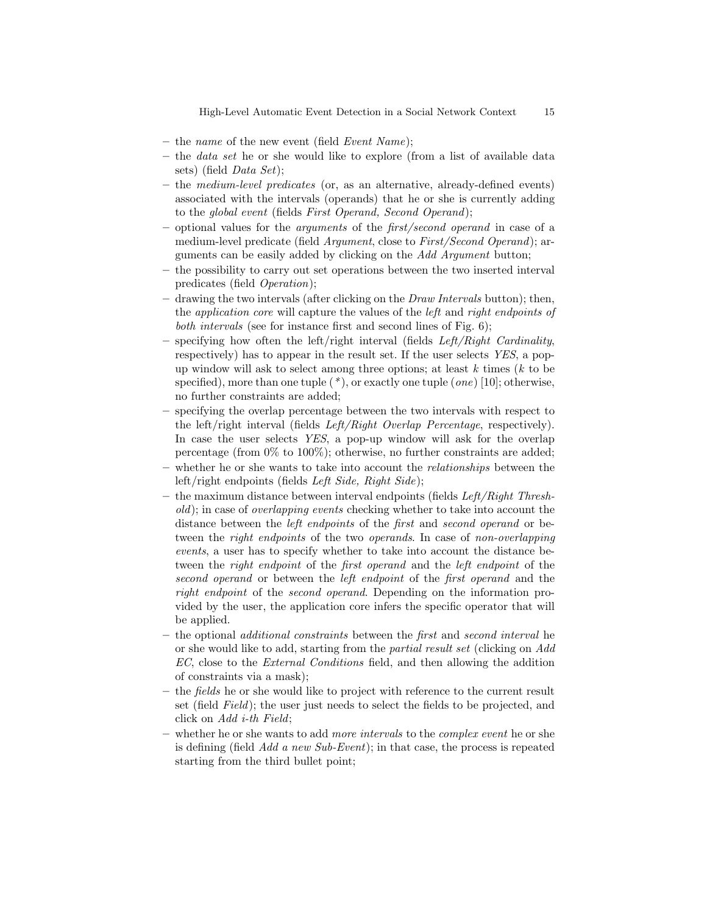- the *name* of the new event (field *Event Name*);
- the *data set* he or she would like to explore (from a list of available data sets) (field *Data Set*);
- the *medium-level predicates* (or, as an alternative, already-defined events) associated with the intervals (operands) that he or she is currently adding to the *global event* (fields *First Operand, Second Operand*);
- optional values for the *arguments* of the *first/second operand* in case of a medium-level predicate (field *Argument*, close to *First/Second Operand*); arguments can be easily added by clicking on the *Add Argument* button;
- the possibility to carry out set operations between the two inserted interval predicates (field *Operation*);
- drawing the two intervals (after clicking on the *Draw Intervals* button); then, the *application core* will capture the values of the *left* and *right endpoints of both intervals* (see for instance first and second lines of Fig. 6);
- specifying how often the left/right interval (fields *Left/Right Cardinality*, respectively) has to appear in the result set. If the user selects *YES*, a pop-up window will ask to select among three options; at least $k$ times ($k$ to be specified), more than one tuple (*), or exactly one tuple (*one*) [10]; otherwise, no further constraints are added;
- specifying the overlap percentage between the two intervals with respect to the left/right interval (fields *Left/Right Overlap Percentage*, respectively). In case the user selects *YES*, a pop-up window will ask for the overlap percentage (from 0% to 100%); otherwise, no further constraints are added;
- whether he or she wants to take into account the *relationships* between the left/right endpoints (fields *Left Side, Right Side*);
- the maximum distance between interval endpoints (fields *Left/Right Threshold*); in case of *overlapping events* checking whether to take into account the distance between the *left endpoints* of the *first* and *second operand* or between the *right endpoints* of the two *operands*. In case of *non-overlapping events*, a user has to specify whether to take into account the distance between the *right endpoint* of the *first operand* and the *left endpoint* of the *second operand* or between the *left endpoint* of the *first operand* and the *right endpoint* of the *second operand*. Depending on the information provided by the user, the application core infers the specific operator that will be applied.
- the optional *additional constraints* between the *first* and *second interval* he or she would like to add, starting from the *partial result set* (clicking on *Add EC*, close to the *External Conditions* field, and then allowing the addition of constraints via a mask);
- the *fields* he or she would like to project with reference to the current result set (field *Field*); the user just needs to select the fields to be projected, and click on *Add i-th Field*;
- whether he or she wants to add *more intervals* to the *complex event* he or she is defining (field *Add a new Sub-Event*); in that case, the process is repeated starting from the third bullet point;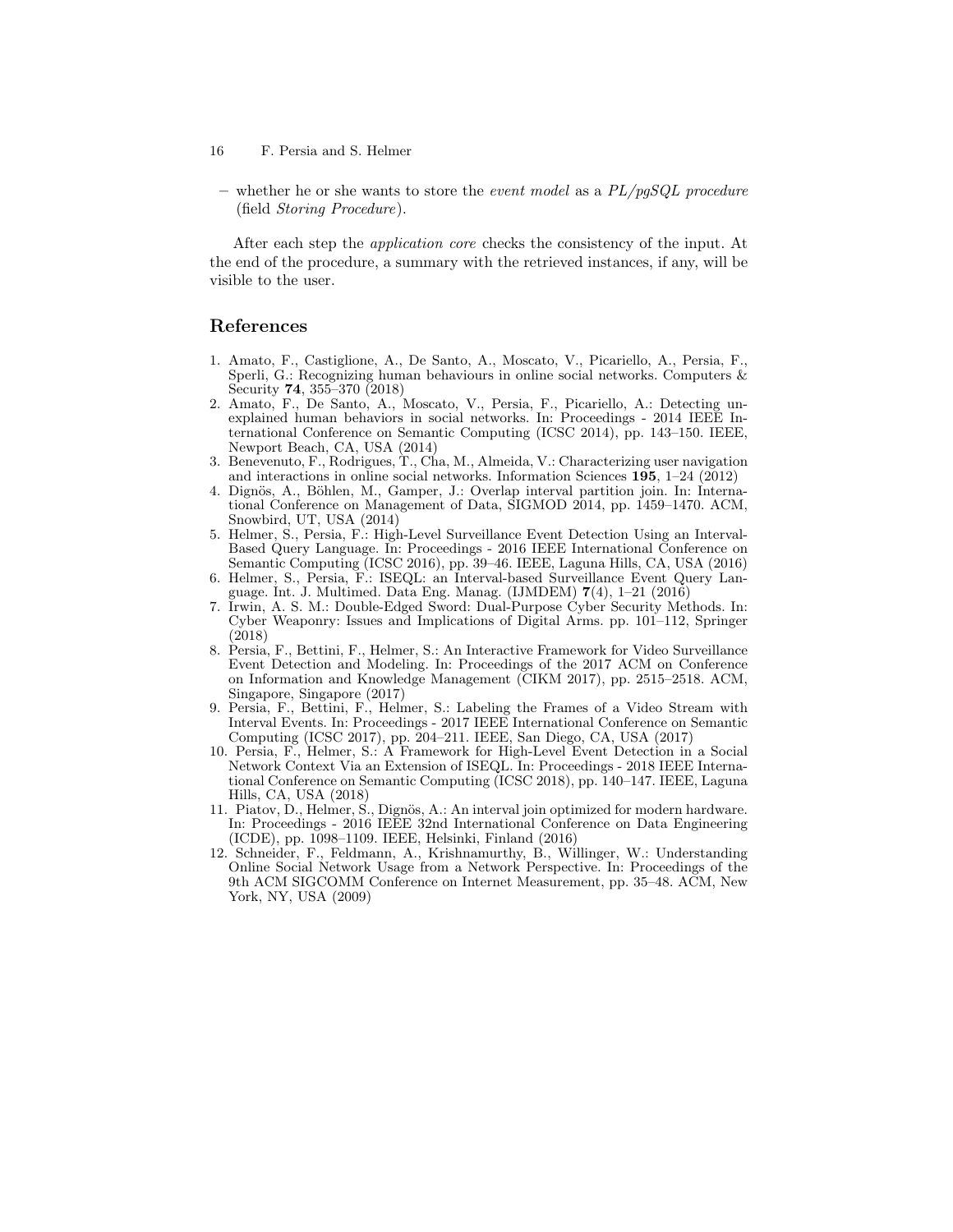– whether he or she wants to store the *event model* as a *PL/pgSQL procedure* (field *Storing Procedure*).

After each step the *application core* checks the consistency of the input. At the end of the procedure, a summary with the retrieved instances, if any, will be visible to the user.

## References

1. Amato, F., Castiglione, A., De Santo, A., Moscato, V., Picariello, A., Persia, F., Sperli, G.: Recognizing human behaviours in online social networks. Computers & Security **74**, 355–370 (2018)
2. Amato, F., De Santo, A., Moscato, V., Persia, F., Picariello, A.: Detecting unexplained human behaviors in social networks. In: Proceedings - 2014 IEEE International Conference on Semantic Computing (ICSC 2014), pp. 143–150. IEEE, Newport Beach, CA, USA (2014)
3. Benevenuto, F., Rodrigues, T., Cha, M., Almeida, V.: Characterizing user navigation and interactions in online social networks. Information Sciences **195**, 1–24 (2012)
4. Dignös, A., Böhlen, M., Gamper, J.: Overlap interval partition join. In: International Conference on Management of Data, SIGMOD 2014, pp. 1459–1470. ACM, Snowbird, UT, USA (2014)
5. Helmer, S., Persia, F.: High-Level Surveillance Event Detection Using an Interval-Based Query Language. In: Proceedings - 2016 IEEE International Conference on Semantic Computing (ICSC 2016), pp. 39–46. IEEE, Laguna Hills, CA, USA (2016)
6. Helmer, S., Persia, F.: ISEQL: an Interval-based Surveillance Event Query Language. Int. J. Multimed. Data Eng. Manag. (IJMDEM) **7**(4), 1–21 (2016)
7. Irwin, A. S. M.: Double-Edged Sword: Dual-Purpose Cyber Security Methods. In: Cyber Weaponry: Issues and Implications of Digital Arms. pp. 101–112, Springer (2018)
8. Persia, F., Bettini, F., Helmer, S.: An Interactive Framework for Video Surveillance Event Detection and Modeling. In: Proceedings of the 2017 ACM on Conference on Information and Knowledge Management (CIKM 2017), pp. 2515–2518. ACM, Singapore, Singapore (2017)
9. Persia, F., Bettini, F., Helmer, S.: Labeling the Frames of a Video Stream with Interval Events. In: Proceedings - 2017 IEEE International Conference on Semantic Computing (ICSC 2017), pp. 204–211. IEEE, San Diego, CA, USA (2017)
10. Persia, F., Helmer, S.: A Framework for High-Level Event Detection in a Social Network Context Via an Extension of ISEQL. In: Proceedings - 2018 IEEE International Conference on Semantic Computing (ICSC 2018), pp. 140–147. IEEE, Laguna Hills, CA, USA (2018)
11. Piatov, D., Helmer, S., Dignös, A.: An interval join optimized for modern hardware. In: Proceedings - 2016 IEEE 32nd International Conference on Data Engineering (ICDE), pp. 1098–1109. IEEE, Helsinki, Finland (2016)
12. Schneider, F., Feldmann, A., Krishnamurthy, B., Willinger, W.: Understanding Online Social Network Usage from a Network Perspective. In: Proceedings of the 9th ACM SIGCOMM Conference on Internet Measurement, pp. 35–48. ACM, New York, NY, USA (2009)